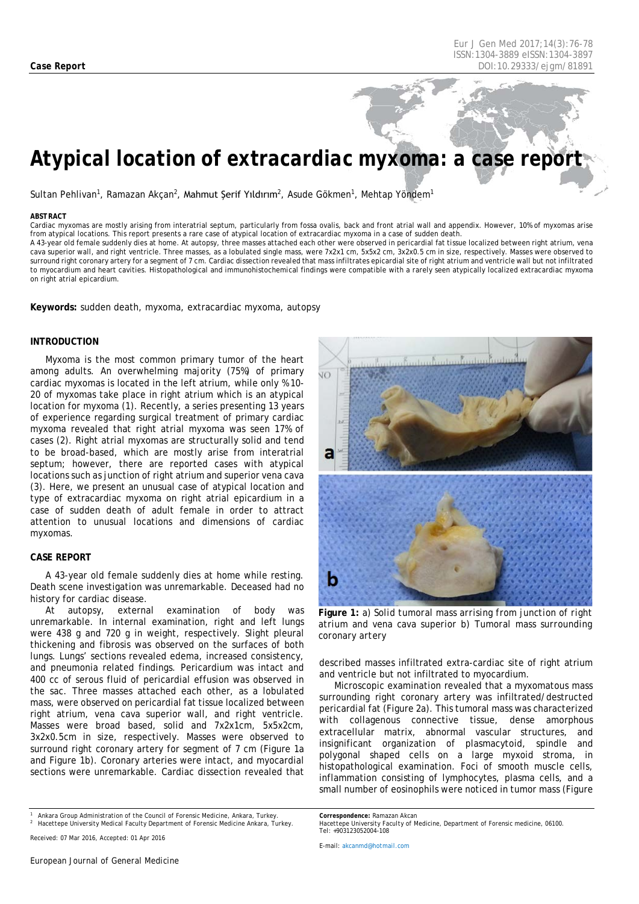**Case Report**

# Atypical location of extracardiac myxoma: a case report

Sultan Pehlivan[1], Ramazan Akçan[2], Mahmut Şerif Yıldırım[2], Asude Gökmen[1], Mehtap Yöndem[1]

**ABSTRACT**

Cardiac myxomas are mostly arising from interatrial septum, particularly from fossa ovalis, back and front atrial wall and appendix. However, 10% of myxomas arise from atypical locations. This report presents a rare case of atypical location of extracardiac myxoma in a case of sudden death.

A 43-year old female suddenly dies at home. At autopsy, three masses attached each other were observed in pericardial fat tissue localized between right atrium, vena cava superior wall, and right ventricle. Three masses, as a lobulated single mass, were 7x2x1 cm, 5x5x2 cm, 3x2x0.5 cm in size, respectively. Masses were observed to surround right coronary artery for a segment of 7 cm. Cardiac dissection revealed that mass infiltrates epicardial site of right atrium and ventricle wall but not infiltrated to myocardium and heart cavities. Histopathological and immunohistochemical findings were compatible with a rarely seen atypically localized extracardiac myxoma on right atrial epicardium.

**Keywords:** sudden death, myxoma, extracardiac myxoma, autopsy

## INTRODUCTION

Myxoma is the most common primary tumor of the heart among adults. An overwhelming majority (75%) of primary cardiac myxomas is located in the left atrium, while only %10-20 of myxomas take place in right atrium which is an atypical location for myxoma (1). Recently, a series presenting 13 years of experience regarding surgical treatment of primary cardiac myxoma revealed that right atrial myxoma was seen 17% of cases (2). Right atrial myxomas are structurally solid and tend to be broad-based, which are mostly arise from interatrial septum; however, there are reported cases with atypical locations such as junction of right atrium and superior vena cava (3). Here, we present an unusual case of atypical location and type of extracardiac myxoma on right atrial epicardium in a case of sudden death of adult female in order to attract attention to unusual locations and dimensions of cardiac myxomas.

## CASE REPORT

A 43-year old female suddenly dies at home while resting. Death scene investigation was unremarkable. Deceased had no history for cardiac disease.

At autopsy, external examination of body was unremarkable. In internal examination, right and left lungs were 438 g and 720 g in weight, respectively. Slight pleural thickening and fibrosis was observed on the surfaces of both lungs. Lungs' sections revealed edema, increased consistency, and pneumonia related findings. Pericardium was intact and 400 cc of serous fluid of pericardial effusion was observed in the sac. Three masses attached each other, as a lobulated mass, were observed on pericardial fat tissue localized between right atrium, vena cava superior wall, and right ventricle. Masses were broad based, solid and 7x2x1cm, 5x5x2cm, 3x2x0.5cm in size, respectively. Masses were observed to surround right coronary artery for segment of 7 cm (Figure 1a and Figure 1b). Coronary arteries were intact, and myocardial sections were unremarkable. Cardiac dissection revealed that described masses infiltrated extra-cardiac site of right atrium and ventricle but not infiltrated to myocardium.

**Figure 1:** a) Solid tumoral mass arrising from junction of right atrium and vena cava superior b) Tumoral mass surrounding coronary artery

Microscopic examination revealed that a myxomatous mass surrounding right coronary artery was infiltrated/destructed pericardial fat (Figure 2a). This tumoral mass was characterized with collagenous connective tissue, dense amorphous extracellular matrix, abnormal vascular structures, and insignificant organization of plasmacytoid, spindle and polygonal shaped cells on a large myxoid stroma, in histopathological examination. Foci of smooth muscle cells, inflammation consisting of lymphocytes, plasma cells, and a small number of eosinophils were noticed in tumor mass (Figure

[1] Ankara Group Administration of the Council of Forensic Medicine, Ankara, Turkey.
[2] Hacettepe University Medical Faculty Department of Forensic Medicine Ankara, Turkey.

Received: 07 Mar 2016, Accepted: 01 Apr 2016

**Correspondence:** Ramazan Akcan
Hacettepe University Faculty of Medicine, Department of Forensic medicine, 06100.
Tel: +903123052004-108

E-mail: akcanmd@hotmail.com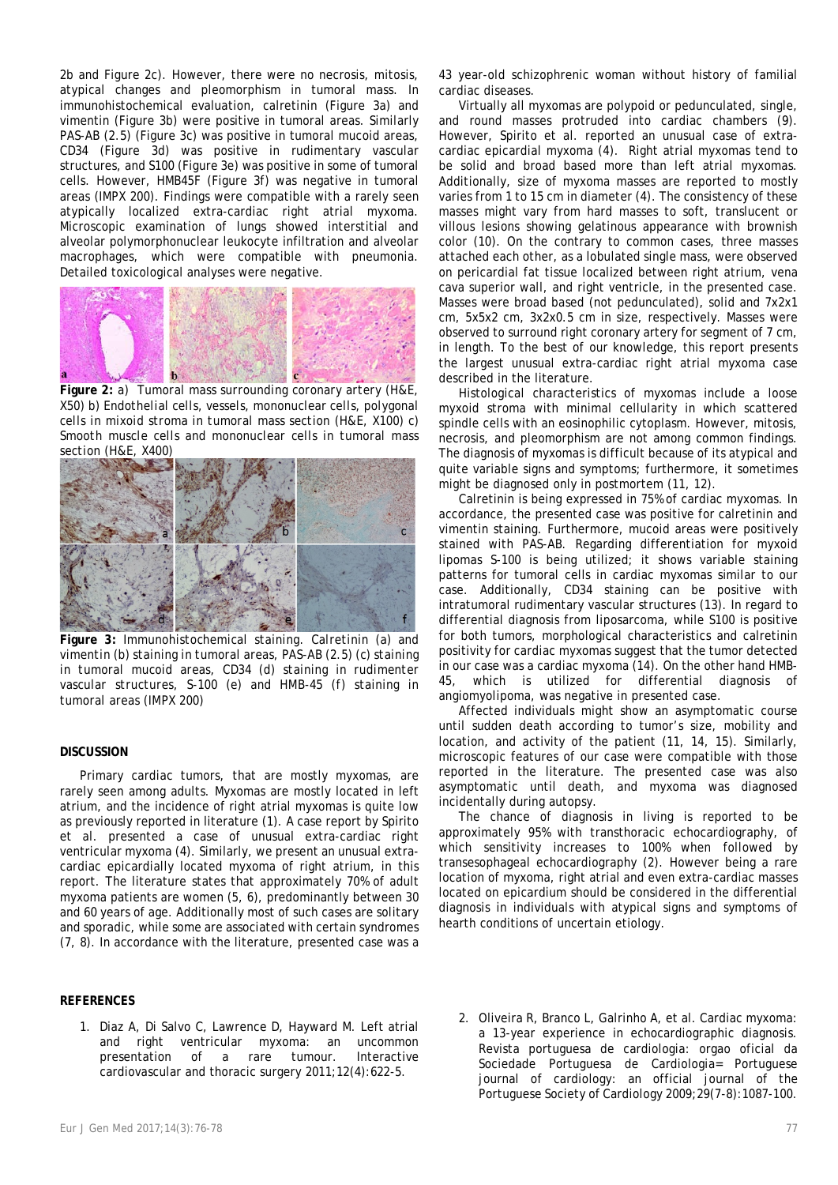2b and Figure 2c). However, there were no necrosis, mitosis, atypical changes and pleomorphism in tumoral mass. In immunohistochemical evaluation, calretinin (Figure 3a) and vimentin (Figure 3b) were positive in tumoral areas. Similarly PAS-AB (2.5) (Figure 3c) was positive in tumoral mucoid areas, CD34 (Figure 3d) was positive in rudimentary vascular structures, and S100 (Figure 3e) was positive in some of tumoral cells. However, HMB45F (Figure 3f) was negative in tumoral areas (IMPX 200). Findings were compatible with a rarely seen atypically localized extra-cardiac right atrial myxoma. Microscopic examination of lungs showed interstitial and alveolar polymorphonuclear leukocyte infiltration and alveolar macrophages, which were compatible with pneumonia. Detailed toxicological analyses were negative.

**Figure 2:** a) Tumoral mass surrounding coronary artery (H&E, X50) b) Endothelial cells, vessels, mononuclear cells, polygonal cells in mixoid stroma in tumoral mass section (H&E, X100) c) Smooth muscle cells and mononuclear cells in tumoral mass section (H&E, X400)

**Figure 3:** Immunohistochemical staining. Calretinin (a) and vimentin (b) staining in tumoral areas, PAS-AB (2.5) (c) staining in tumoral mucoid areas, CD34 (d) staining in rudimenter vascular structures, S-100 (e) and HMB-45 (f) staining in tumoral areas (IMPX 200)

## DISCUSSION

Primary cardiac tumors, that are mostly myxomas, are rarely seen among adults. Myxomas are mostly located in left atrium, and the incidence of right atrial myxomas is quite low as previously reported in literature (1). A case report by Spirito et al. presented a case of unusual extra-cardiac right ventricular myxoma (4). Similarly, we present an unusual extra-cardiac epicardially located myxoma of right atrium, in this report. The literature states that approximately 70% of adult myxoma patients are women (5, 6), predominantly between 30 and 60 years of age. Additionally most of such cases are solitary and sporadic, while some are associated with certain syndromes (7, 8). In accordance with the literature, presented case was a 43 year-old schizophrenic woman without history of familial cardiac diseases.

Virtually all myxomas are polypoid or pedunculated, single, and round masses protruded into cardiac chambers (9). However, Spirito et al. reported an unusual case of extra-cardiac epicardial myxoma (4). Right atrial myxomas tend to be solid and broad based more than left atrial myxomas. Additionally, size of myxoma masses are reported to mostly varies from 1 to 15 cm in diameter (4). The consistency of these masses might vary from hard masses to soft, translucent or villous lesions showing gelatinous appearance with brownish color (10). On the contrary to common cases, three masses attached each other, as a lobulated single mass, were observed on pericardial fat tissue localized between right atrium, vena cava superior wall, and right ventricle, in the presented case. Masses were broad based (not pedunculated), solid and 7x2x1 cm, 5x5x2 cm, 3x2x0.5 cm in size, respectively. Masses were observed to surround right coronary artery for segment of 7 cm, in length. To the best of our knowledge, this report presents the largest unusual extra-cardiac right atrial myxoma case described in the literature.

Histological characteristics of myxomas include a loose myxoid stroma with minimal cellularity in which scattered spindle cells with an eosinophilic cytoplasm. However, mitosis, necrosis, and pleomorphism are not among common findings. The diagnosis of myxomas is difficult because of its atypical and quite variable signs and symptoms; furthermore, it sometimes might be diagnosed only in postmortem (11, 12).

Calretinin is being expressed in 75% of cardiac myxomas. In accordance, the presented case was positive for calretinin and vimentin staining. Furthermore, mucoid areas were positively stained with PAS-AB. Regarding differentiation for myxoid lipomas S-100 is being utilized; it shows variable staining patterns for tumoral cells in cardiac myxomas similar to our case. Additionally, CD34 staining can be positive with intratumoral rudimentary vascular structures (13). In regard to differential diagnosis from liposarcoma, while S100 is positive for both tumors, morphological characteristics and calretinin positivity for cardiac myxomas suggest that the tumor detected in our case was a cardiac myxoma (14). On the other hand HMB-45, which is utilized for differential diagnosis of angiomyolipoma, was negative in presented case.

Affected individuals might show an asymptomatic course until sudden death according to tumor's size, mobility and location, and activity of the patient (11, 14, 15). Similarly, microscopic features of our case were compatible with those reported in the literature. The presented case was also asymptomatic until death, and myxoma was diagnosed incidentally during autopsy.

The chance of diagnosis in living is reported to be approximately 95% with transthoracic echocardiography, of which sensitivity increases to 100% when followed by transesophageal echocardiography (2). However being a rare location of myxoma, right atrial and even extra-cardiac masses located on epicardium should be considered in the differential diagnosis in individuals with atypical signs and symptoms of hearth conditions of uncertain etiology.

## REFERENCES

1. Diaz A, Di Salvo C, Lawrence D, Hayward M. Left atrial and right ventricular myxoma: an uncommon presentation of a rare tumour. Interactive cardiovascular and thoracic surgery 2011;12(4):622-5.
2. Oliveira R, Branco L, Galrinho A, et al. Cardiac myxoma: a 13-year experience in echocardiographic diagnosis. Revista portuguesa de cardiologia: orgao oficial da Sociedade Portuguesa de Cardiologia= Portuguese journal of cardiology: an official journal of the Portuguese Society of Cardiology 2009;29(7-8):1087-100.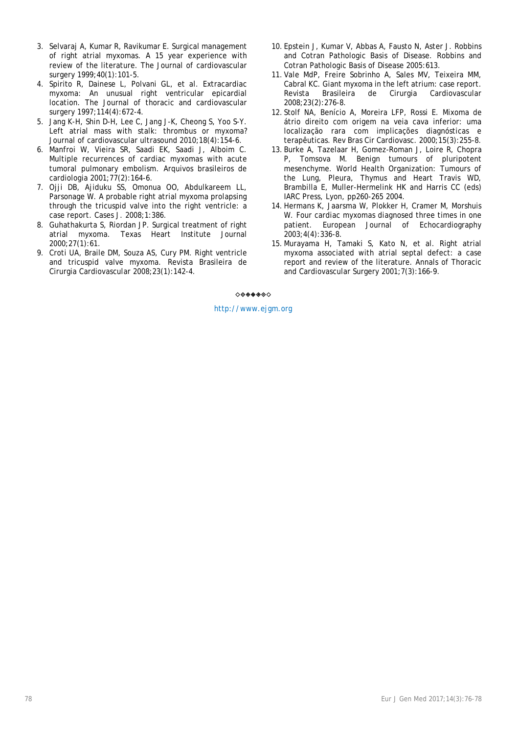3. Selvaraj A, Kumar R, Ravikumar E. Surgical management of right atrial myxomas. A 15 year experience with review of the literature. The Journal of cardiovascular surgery 1999;40(1):101-5.
4. Spirito R, Dainese L, Polvani GL, et al. Extracardiac myxoma: An unusual right ventricular epicardial location. The Journal of thoracic and cardiovascular surgery 1997;114(4):672-4.
5. Jang K-H, Shin D-H, Lee C, Jang J-K, Cheong S, Yoo S-Y. Left atrial mass with stalk: thrombus or myxoma? Journal of cardiovascular ultrasound 2010;18(4):154-6.
6. Manfroi W, Vieira SR, Saadi EK, Saadi J, Alboim C. Multiple recurrences of cardiac myxomas with acute tumoral pulmonary embolism. Arquivos brasileiros de cardiologia 2001;77(2):164-6.
7. Ojji DB, Ajiduku SS, Omonua OO, Abdulkareem LL, Parsonage W. A probable right atrial myxoma prolapsing through the tricuspid valve into the right ventricle: a case report. Cases J. 2008;1:386.
8. Guhathakurta S, Riordan JP. Surgical treatment of right atrial myxoma. Texas Heart Institute Journal 2000;27(1):61.
9. Croti UA, Braile DM, Souza AS, Cury PM. Right ventricle and tricuspid valve myxoma. Revista Brasileira de Cirurgia Cardiovascular 2008;23(1):142-4.
10. Epstein J, Kumar V, Abbas A, Fausto N, Aster J. Robbins and Cotran Pathologic Basis of Disease. Robbins and Cotran Pathologic Basis of Disease 2005:613.
11. Vale MdP, Freire Sobrinho A, Sales MV, Teixeira MM, Cabral KC. Giant myxoma in the left atrium: case report. Revista Brasileira de Cirurgia Cardiovascular 2008;23(2):276-8.
12. Stolf NA, Benício A, Moreira LFP, Rossi E. Mixoma de átrio direito com origem na veia cava inferior: uma localização rara com implicações diagnósticas e terapêuticas. Rev Bras Cir Cardiovasc. 2000;15(3):255-8.
13. Burke A, Tazelaar H, Gomez-Roman J, Loire R, Chopra P, Tomsova M. Benign tumours of pluripotent mesenchyme. World Health Organization: Tumours of the Lung, Pleura, Thymus and Heart Travis WD, Brambilla E, Muller-Hermelink HK and Harris CC (eds) IARC Press, Lyon, pp260-265 2004.
14. Hermans K, Jaarsma W, Plokker H, Cramer M, Morshuis W. Four cardiac myxomas diagnosed three times in one patient. European Journal of Echocardiography 2003;4(4):336-8.
15. Murayama H, Tamaki S, Kato N, et al. Right atrial myxoma associated with atrial septal defect: a case report and review of the literature. Annals of Thoracic and Cardiovascular Surgery 2001;7(3):166-9.

◊◊◊◊◊◊◊

http://www.ejgm.org